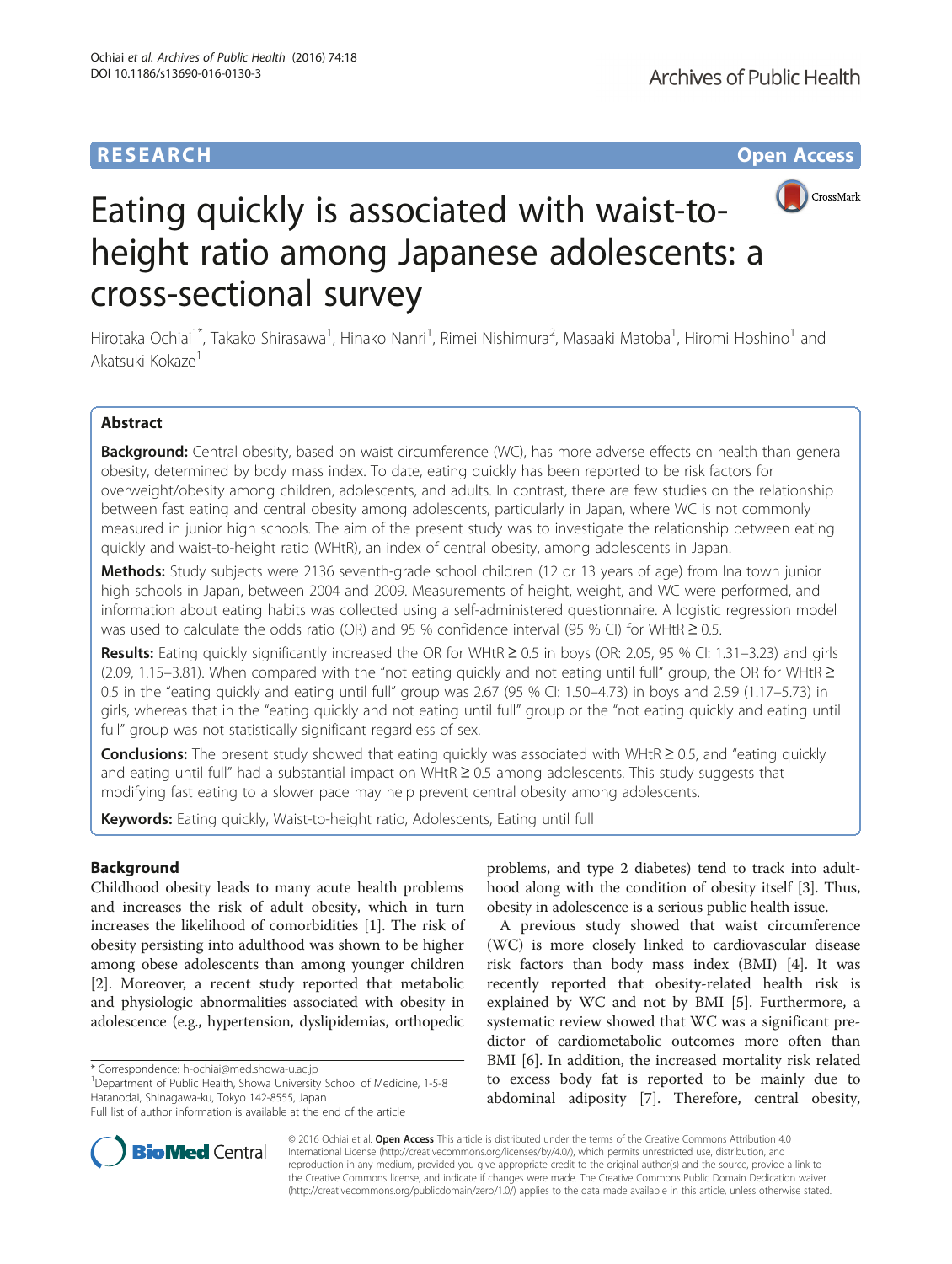RESEARCH Open Access

# Eating quickly is associated with waist-to-height ratio among Japanese adolescents: a cross-sectional survey

Hirotaka Ochiai[1*], Takako Shirasawa[1], Hinako Nanri[1], Rimei Nishimura[2], Masaaki Matoba[1], Hiromi Hoshino[1] and Akatsuki Kokaze[1]

## Abstract

**Background:** Central obesity, based on waist circumference (WC), has more adverse effects on health than general obesity, determined by body mass index. To date, eating quickly has been reported to be risk factors for overweight/obesity among children, adolescents, and adults. In contrast, there are few studies on the relationship between fast eating and central obesity among adolescents, particularly in Japan, where WC is not commonly measured in junior high schools. The aim of the present study was to investigate the relationship between eating quickly and waist-to-height ratio (WHtR), an index of central obesity, among adolescents in Japan.

**Methods:** Study subjects were 2136 seventh-grade school children (12 or 13 years of age) from Ina town junior high schools in Japan, between 2004 and 2009. Measurements of height, weight, and WC were performed, and information about eating habits was collected using a self-administered questionnaire. A logistic regression model was used to calculate the odds ratio (OR) and 95 % confidence interval (95 % CI) for WHtR ≥ 0.5.

**Results:** Eating quickly significantly increased the OR for WHtR ≥ 0.5 in boys (OR: 2.05, 95 % CI: 1.31–3.23) and girls (2.09, 1.15–3.81). When compared with the "not eating quickly and not eating until full" group, the OR for WHtR ≥ 0.5 in the "eating quickly and eating until full" group was 2.67 (95 % CI: 1.50–4.73) in boys and 2.59 (1.17–5.73) in girls, whereas that in the "eating quickly and not eating until full" group or the "not eating quickly and eating until full" group was not statistically significant regardless of sex.

**Conclusions:** The present study showed that eating quickly was associated with WHtR ≥ 0.5, and "eating quickly and eating until full" had a substantial impact on WHtR ≥ 0.5 among adolescents. This study suggests that modifying fast eating to a slower pace may help prevent central obesity among adolescents.

**Keywords:** Eating quickly, Waist-to-height ratio, Adolescents, Eating until full

## Background

Childhood obesity leads to many acute health problems and increases the risk of adult obesity, which in turn increases the likelihood of comorbidities [1]. The risk of obesity persisting into adulthood was shown to be higher among obese adolescents than among younger children [2]. Moreover, a recent study reported that metabolic and physiologic abnormalities associated with obesity in adolescence (e.g., hypertension, dyslipidemias, orthopedic problems, and type 2 diabetes) tend to track into adulthood along with the condition of obesity itself [3]. Thus, obesity in adolescence is a serious public health issue.

A previous study showed that waist circumference (WC) is more closely linked to cardiovascular disease risk factors than body mass index (BMI) [4]. It was recently reported that obesity-related health risk is explained by WC and not by BMI [5]. Furthermore, a systematic review showed that WC was a significant predictor of cardiometabolic outcomes more often than BMI [6]. In addition, the increased mortality risk related to excess body fat is reported to be mainly due to abdominal adiposity [7]. Therefore, central obesity,

\* Correspondence: h-ochiai@med.showa-u.ac.jp
[1]Department of Public Health, Showa University School of Medicine, 1-5-8 Hatanodai, Shinagawa-ku, Tokyo 142-8555, Japan
Full list of author information is available at the end of the article

© 2016 Ochiai et al. **Open Access** This article is distributed under the terms of the Creative Commons Attribution 4.0 International License (http://creativecommons.org/licenses/by/4.0/), which permits unrestricted use, distribution, and reproduction in any medium, provided you give appropriate credit to the original author(s) and the source, provide a link to the Creative Commons license, and indicate if changes were made. The Creative Commons Public Domain Dedication waiver (http://creativecommons.org/publicdomain/zero/1.0/) applies to the data made available in this article, unless otherwise stated.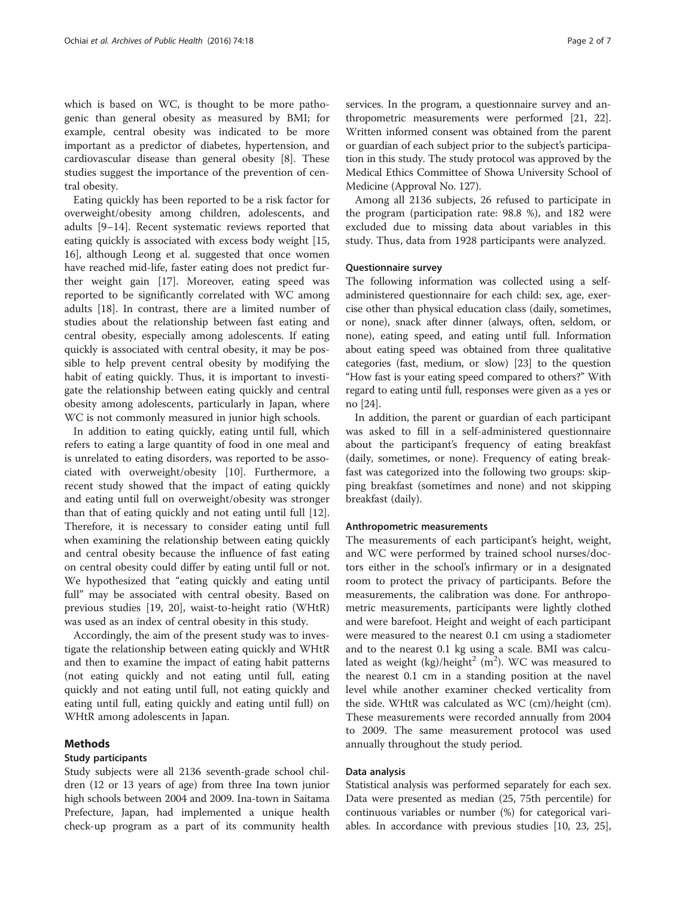which is based on WC, is thought to be more pathogenic than general obesity as measured by BMI; for example, central obesity was indicated to be more important as a predictor of diabetes, hypertension, and cardiovascular disease than general obesity [8]. These studies suggest the importance of the prevention of central obesity.

Eating quickly has been reported to be a risk factor for overweight/obesity among children, adolescents, and adults [9–14]. Recent systematic reviews reported that eating quickly is associated with excess body weight [15, 16], although Leong et al. suggested that once women have reached mid-life, faster eating does not predict further weight gain [17]. Moreover, eating speed was reported to be significantly correlated with WC among adults [18]. In contrast, there are a limited number of studies about the relationship between fast eating and central obesity, especially among adolescents. If eating quickly is associated with central obesity, it may be possible to help prevent central obesity by modifying the habit of eating quickly. Thus, it is important to investigate the relationship between eating quickly and central obesity among adolescents, particularly in Japan, where WC is not commonly measured in junior high schools.

In addition to eating quickly, eating until full, which refers to eating a large quantity of food in one meal and is unrelated to eating disorders, was reported to be associated with overweight/obesity [10]. Furthermore, a recent study showed that the impact of eating quickly and eating until full on overweight/obesity was stronger than that of eating quickly and not eating until full [12]. Therefore, it is necessary to consider eating until full when examining the relationship between eating quickly and central obesity because the influence of fast eating on central obesity could differ by eating until full or not. We hypothesized that "eating quickly and eating until full" may be associated with central obesity. Based on previous studies [19, 20], waist-to-height ratio (WHtR) was used as an index of central obesity in this study.

Accordingly, the aim of the present study was to investigate the relationship between eating quickly and WHtR and then to examine the impact of eating habit patterns (not eating quickly and not eating until full, eating quickly and not eating until full, not eating quickly and eating until full, eating quickly and eating until full) on WHtR among adolescents in Japan.

## Methods

### Study participants

Study subjects were all 2136 seventh-grade school children (12 or 13 years of age) from three Ina town junior high schools between 2004 and 2009. Ina-town in Saitama Prefecture, Japan, had implemented a unique health check-up program as a part of its community health services. In the program, a questionnaire survey and anthropometric measurements were performed [21, 22]. Written informed consent was obtained from the parent or guardian of each subject prior to the subject's participation in this study. The study protocol was approved by the Medical Ethics Committee of Showa University School of Medicine (Approval No. 127).

Among all 2136 subjects, 26 refused to participate in the program (participation rate: 98.8 %), and 182 were excluded due to missing data about variables in this study. Thus, data from 1928 participants were analyzed.

### Questionnaire survey

The following information was collected using a self-administered questionnaire for each child: sex, age, exercise other than physical education class (daily, sometimes, or none), snack after dinner (always, often, seldom, or none), eating speed, and eating until full. Information about eating speed was obtained from three qualitative categories (fast, medium, or slow) [23] to the question "How fast is your eating speed compared to others?" With regard to eating until full, responses were given as a yes or no [24].

In addition, the parent or guardian of each participant was asked to fill in a self-administered questionnaire about the participant's frequency of eating breakfast (daily, sometimes, or none). Frequency of eating breakfast was categorized into the following two groups: skipping breakfast (sometimes and none) and not skipping breakfast (daily).

### Anthropometric measurements

The measurements of each participant's height, weight, and WC were performed by trained school nurses/doctors either in the school's infirmary or in a designated room to protect the privacy of participants. Before the measurements, the calibration was done. For anthropometric measurements, participants were lightly clothed and were barefoot. Height and weight of each participant were measured to the nearest 0.1 cm using a stadiometer and to the nearest 0.1 kg using a scale. BMI was calculated as weight (kg)/height$^2$ (m$^2$). WC was measured to the nearest 0.1 cm in a standing position at the navel level while another examiner checked verticality from the side. WHtR was calculated as WC (cm)/height (cm). These measurements were recorded annually from 2004 to 2009. The same measurement protocol was used annually throughout the study period.

### Data analysis

Statistical analysis was performed separately for each sex. Data were presented as median (25, 75th percentile) for continuous variables or number (%) for categorical variables. In accordance with previous studies [10, 23, 25],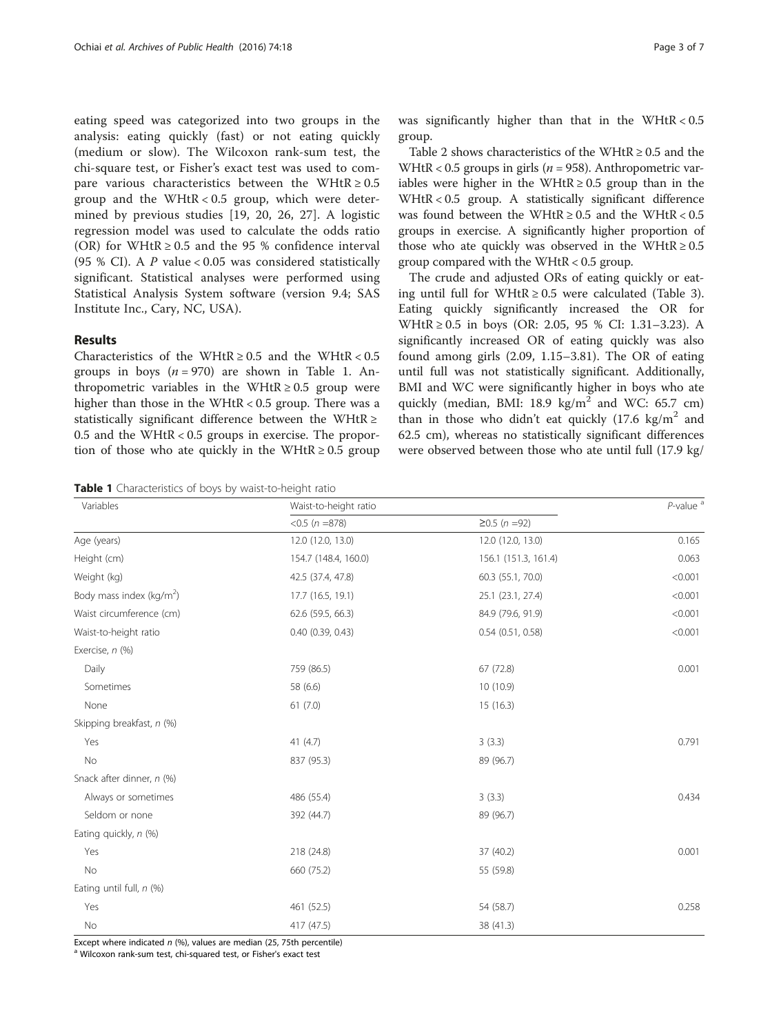eating speed was categorized into two groups in the analysis: eating quickly (fast) or not eating quickly (medium or slow). The Wilcoxon rank-sum test, the chi-square test, or Fisher's exact test was used to compare various characteristics between the WHtR ≥ 0.5 group and the WHtR < 0.5 group, which were determined by previous studies [19, 20, 26, 27]. A logistic regression model was used to calculate the odds ratio (OR) for WHtR ≥ 0.5 and the 95 % confidence interval (95 % CI). A *P* value < 0.05 was considered statistically significant. Statistical analyses were performed using Statistical Analysis System software (version 9.4; SAS Institute Inc., Cary, NC, USA).

## Results

Characteristics of the WHtR ≥ 0.5 and the WHtR < 0.5 groups in boys (*n* = 970) are shown in Table 1. Anthropometric variables in the WHtR ≥ 0.5 group were higher than those in the WHtR < 0.5 group. There was a statistically significant difference between the WHtR ≥ 0.5 and the WHtR < 0.5 groups in exercise. The proportion of those who ate quickly in the WHtR ≥ 0.5 group was significantly higher than that in the WHtR < 0.5 group.

Table 2 shows characteristics of the WHtR ≥ 0.5 and the WHtR < 0.5 groups in girls (*n* = 958). Anthropometric variables were higher in the WHtR ≥ 0.5 group than in the WHtR < 0.5 group. A statistically significant difference was found between the WHtR ≥ 0.5 and the WHtR < 0.5 groups in exercise. A significantly higher proportion of those who ate quickly was observed in the WHtR ≥ 0.5 group compared with the WHtR < 0.5 group.

The crude and adjusted ORs of eating quickly or eating until full for WHtR ≥ 0.5 were calculated (Table 3). Eating quickly significantly increased the OR for WHtR ≥ 0.5 in boys (OR: 2.05, 95 % CI: 1.31–3.23). A significantly increased OR of eating quickly was also found among girls (2.09, 1.15–3.81). The OR of eating until full was not statistically significant. Additionally, BMI and WC were significantly higher in boys who ate quickly (median, BMI: 18.9 kg/m$^2$ and WC: 65.7 cm) than in those who didn't eat quickly (17.6 kg/m$^2$ and 62.5 cm), whereas no statistically significant differences were observed between those who ate until full (17.9 kg/

**Table 1** Characteristics of boys by waist-to-height ratio

| Variables | Waist-to-height ratio | | *P*-value [a] |
|---|---|---|---|
| | <0.5 (*n* =878) | ≥0.5 (*n* =92) | |
| Age (years) | 12.0 (12.0, 13.0) | 12.0 (12.0, 13.0) | 0.165 |
| Height (cm) | 154.7 (148.4, 160.0) | 156.1 (151.3, 161.4) | 0.063 |
| Weight (kg) | 42.5 (37.4, 47.8) | 60.3 (55.1, 70.0) | <0.001 |
| Body mass index (kg/m$^2$) | 17.7 (16.5, 19.1) | 25.1 (23.1, 27.4) | <0.001 |
| Waist circumference (cm) | 62.6 (59.5, 66.3) | 84.9 (79.6, 91.9) | <0.001 |
| Waist-to-height ratio | 0.40 (0.39, 0.43) | 0.54 (0.51, 0.58) | <0.001 |
| Exercise, *n* (%) | | | |
| Daily | 759 (86.5) | 67 (72.8) | 0.001 |
| Sometimes | 58 (6.6) | 10 (10.9) | |
| None | 61 (7.0) | 15 (16.3) | |
| Skipping breakfast, *n* (%) | | | |
| Yes | 41 (4.7) | 3 (3.3) | 0.791 |
| No | 837 (95.3) | 89 (96.7) | |
| Snack after dinner, *n* (%) | | | |
| Always or sometimes | 486 (55.4) | 3 (3.3) | 0.434 |
| Seldom or none | 392 (44.7) | 89 (96.7) | |
| Eating quickly, *n* (%) | | | |
| Yes | 218 (24.8) | 37 (40.2) | 0.001 |
| No | 660 (75.2) | 55 (59.8) | |
| Eating until full, *n* (%) | | | |
| Yes | 461 (52.5) | 54 (58.7) | 0.258 |
| No | 417 (47.5) | 38 (41.3) | |

Except where indicated *n* (%), values are median (25, 75th percentile)

[a] Wilcoxon rank-sum test, chi-squared test, or Fisher's exact test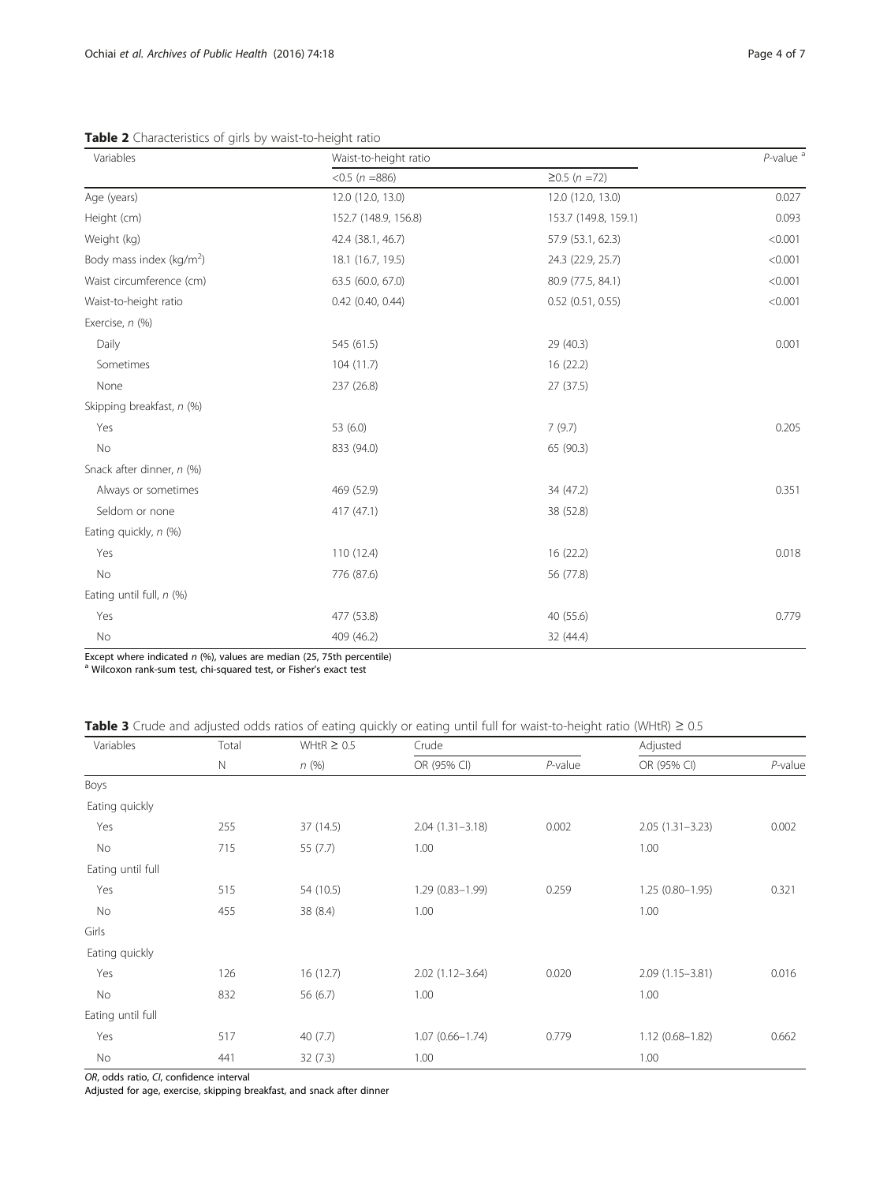**Table 2** Characteristics of girls by waist-to-height ratio

| Variables | Waist-to-height ratio | | *P*-value [a] |
|---|---|---|---|
| | <0.5 (*n* =886) | ≥0.5 (*n* =72) | |
| Age (years) | 12.0 (12.0, 13.0) | 12.0 (12.0, 13.0) | 0.027 |
| Height (cm) | 152.7 (148.9, 156.8) | 153.7 (149.8, 159.1) | 0.093 |
| Weight (kg) | 42.4 (38.1, 46.7) | 57.9 (53.1, 62.3) | <0.001 |
| Body mass index (kg/m$^2$) | 18.1 (16.7, 19.5) | 24.3 (22.9, 25.7) | <0.001 |
| Waist circumference (cm) | 63.5 (60.0, 67.0) | 80.9 (77.5, 84.1) | <0.001 |
| Waist-to-height ratio | 0.42 (0.40, 0.44) | 0.52 (0.51, 0.55) | <0.001 |
| Exercise, *n* (%) | | | |
| Daily | 545 (61.5) | 29 (40.3) | 0.001 |
| Sometimes | 104 (11.7) | 16 (22.2) | |
| None | 237 (26.8) | 27 (37.5) | |
| Skipping breakfast, *n* (%) | | | |
| Yes | 53 (6.0) | 7 (9.7) | 0.205 |
| No | 833 (94.0) | 65 (90.3) | |
| Snack after dinner, *n* (%) | | | |
| Always or sometimes | 469 (52.9) | 34 (47.2) | 0.351 |
| Seldom or none | 417 (47.1) | 38 (52.8) | |
| Eating quickly, *n* (%) | | | |
| Yes | 110 (12.4) | 16 (22.2) | 0.018 |
| No | 776 (87.6) | 56 (77.8) | |
| Eating until full, *n* (%) | | | |
| Yes | 477 (53.8) | 40 (55.6) | 0.779 |
| No | 409 (46.2) | 32 (44.4) | |

Except where indicated *n* (%), values are median (25, 75th percentile)
[a] Wilcoxon rank-sum test, chi-squared test, or Fisher's exact test

**Table 3** Crude and adjusted odds ratios of eating quickly or eating until full for waist-to-height ratio (WHtR) ≥ 0.5

| Variables | Total | WHtR ≥ 0.5 | Crude | | Adjusted | |
|---|---|---|---|---|---|---|
| | N | *n* (%) | OR (95% CI) | *P*-value | OR (95% CI) | *P*-value |
| Boys | | | | | | |
| Eating quickly | | | | | | |
| Yes | 255 | 37 (14.5) | 2.04 (1.31–3.18) | 0.002 | 2.05 (1.31–3.23) | 0.002 |
| No | 715 | 55 (7.7) | 1.00 | | 1.00 | |
| Eating until full | | | | | | |
| Yes | 515 | 54 (10.5) | 1.29 (0.83–1.99) | 0.259 | 1.25 (0.80–1.95) | 0.321 |
| No | 455 | 38 (8.4) | 1.00 | | 1.00 | |
| Girls | | | | | | |
| Eating quickly | | | | | | |
| Yes | 126 | 16 (12.7) | 2.02 (1.12–3.64) | 0.020 | 2.09 (1.15–3.81) | 0.016 |
| No | 832 | 56 (6.7) | 1.00 | | 1.00 | |
| Eating until full | | | | | | |
| Yes | 517 | 40 (7.7) | 1.07 (0.66–1.74) | 0.779 | 1.12 (0.68–1.82) | 0.662 |
| No | 441 | 32 (7.3) | 1.00 | | 1.00 | |

*OR*, odds ratio, *CI*, confidence interval
Adjusted for age, exercise, skipping breakfast, and snack after dinner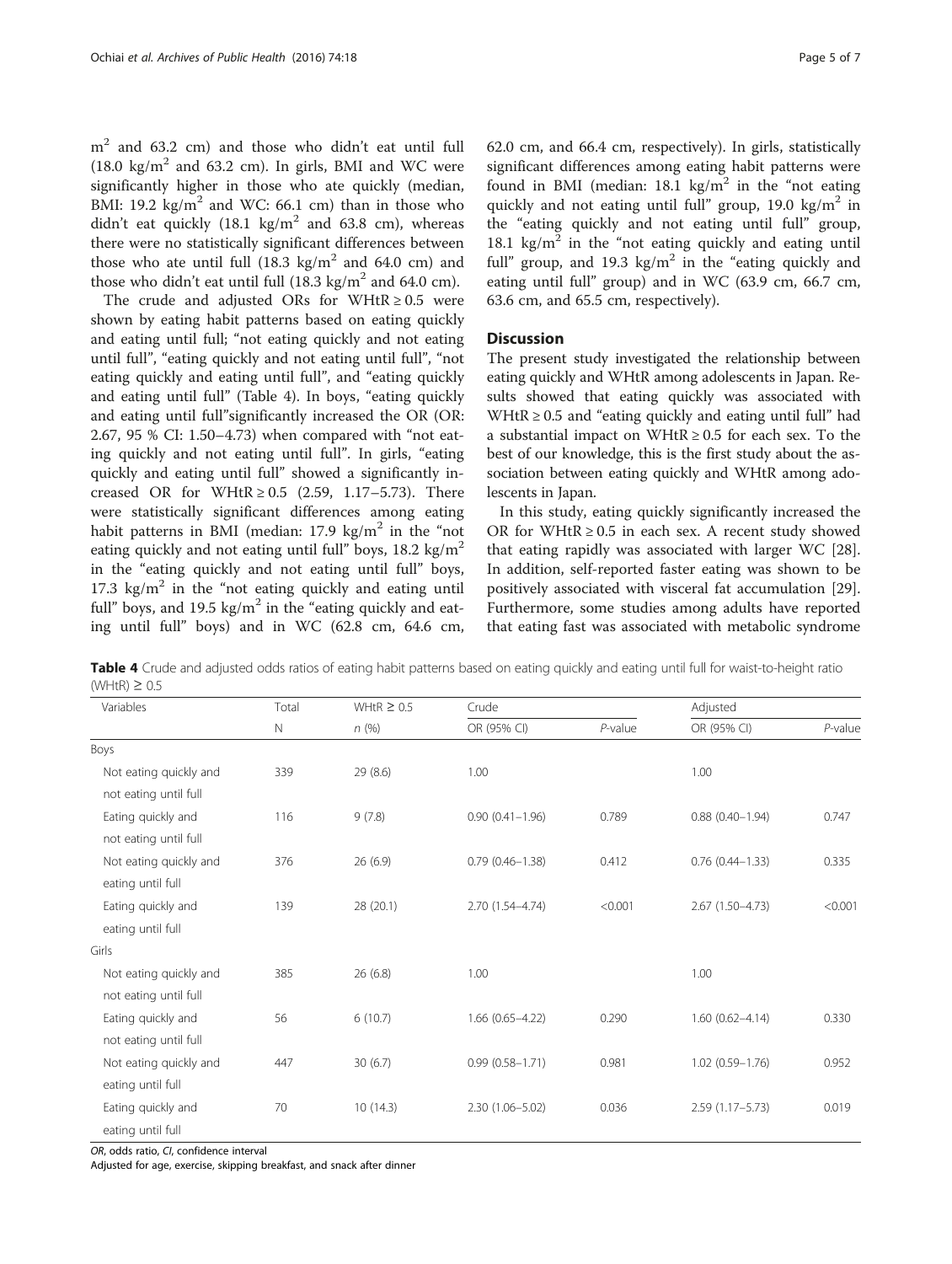$m^2$ and 63.2 cm) and those who didn't eat until full (18.0 $kg/m^2$ and 63.2 cm). In girls, BMI and WC were significantly higher in those who ate quickly (median, BMI: 19.2 $kg/m^2$ and WC: 66.1 cm) than in those who didn't eat quickly (18.1 $kg/m^2$ and 63.8 cm), whereas there were no statistically significant differences between those who ate until full (18.3 $kg/m^2$ and 64.0 cm) and those who didn't eat until full (18.3 $kg/m^2$ and 64.0 cm).

The crude and adjusted ORs for WHtR ≥ 0.5 were shown by eating habit patterns based on eating quickly and eating until full; "not eating quickly and not eating until full", "eating quickly and not eating until full", "not eating quickly and eating until full", and "eating quickly and eating until full" (Table 4). In boys, "eating quickly and eating until full"significantly increased the OR (OR: 2.67, 95 % CI: 1.50–4.73) when compared with "not eating quickly and not eating until full". In girls, "eating quickly and eating until full" showed a significantly increased OR for WHtR ≥ 0.5 (2.59, 1.17–5.73). There were statistically significant differences among eating habit patterns in BMI (median: 17.9 $kg/m^2$ in the "not eating quickly and not eating until full" boys, 18.2 $kg/m^2$ in the "eating quickly and not eating until full" boys, 17.3 $kg/m^2$ in the "not eating quickly and eating until full" boys, and 19.5 $kg/m^2$ in the "eating quickly and eating until full" boys) and in WC (62.8 cm, 64.6 cm, 62.0 cm, and 66.4 cm, respectively). In girls, statistically significant differences among eating habit patterns were found in BMI (median: 18.1 $kg/m^2$ in the "not eating quickly and not eating until full" group, 19.0 $kg/m^2$ in the "eating quickly and not eating until full" group, 18.1 $kg/m^2$ in the "not eating quickly and eating until full" group, and 19.3 $kg/m^2$ in the "eating quickly and eating until full" group) and in WC (63.9 cm, 66.7 cm, 63.6 cm, and 65.5 cm, respectively).

## Discussion

The present study investigated the relationship between eating quickly and WHtR among adolescents in Japan. Results showed that eating quickly was associated with WHtR ≥ 0.5 and "eating quickly and eating until full" had a substantial impact on WHtR ≥ 0.5 for each sex. To the best of our knowledge, this is the first study about the association between eating quickly and WHtR among adolescents in Japan.

In this study, eating quickly significantly increased the OR for WHtR ≥ 0.5 in each sex. A recent study showed that eating rapidly was associated with larger WC [28]. In addition, self-reported faster eating was shown to be positively associated with visceral fat accumulation [29]. Furthermore, some studies among adults have reported that eating fast was associated with metabolic syndrome

**Table 4** Crude and adjusted odds ratios of eating habit patterns based on eating quickly and eating until full for waist-to-height ratio (WHtR) ≥ 0.5

| Variables | Total | WHtR ≥ 0.5 | Crude | | Adjusted | |
|---|---|---|---|---|---|---|
| | N | n (%) | OR (95% CI) | P-value | OR (95% CI) | P-value |
| Boys | | | | | | |
| Not eating quickly and not eating until full | 339 | 29 (8.6) | 1.00 | | 1.00 | |
| Eating quickly and not eating until full | 116 | 9 (7.8) | 0.90 (0.41–1.96) | 0.789 | 0.88 (0.40–1.94) | 0.747 |
| Not eating quickly and eating until full | 376 | 26 (6.9) | 0.79 (0.46–1.38) | 0.412 | 0.76 (0.44–1.33) | 0.335 |
| Eating quickly and eating until full | 139 | 28 (20.1) | 2.70 (1.54–4.74) | <0.001 | 2.67 (1.50–4.73) | <0.001 |
| Girls | | | | | | |
| Not eating quickly and not eating until full | 385 | 26 (6.8) | 1.00 | | 1.00 | |
| Eating quickly and not eating until full | 56 | 6 (10.7) | 1.66 (0.65–4.22) | 0.290 | 1.60 (0.62–4.14) | 0.330 |
| Not eating quickly and eating until full | 447 | 30 (6.7) | 0.99 (0.58–1.71) | 0.981 | 1.02 (0.59–1.76) | 0.952 |
| Eating quickly and eating until full | 70 | 10 (14.3) | 2.30 (1.06–5.02) | 0.036 | 2.59 (1.17–5.73) | 0.019 |

*OR*, odds ratio, *CI*, confidence interval
Adjusted for age, exercise, skipping breakfast, and snack after dinner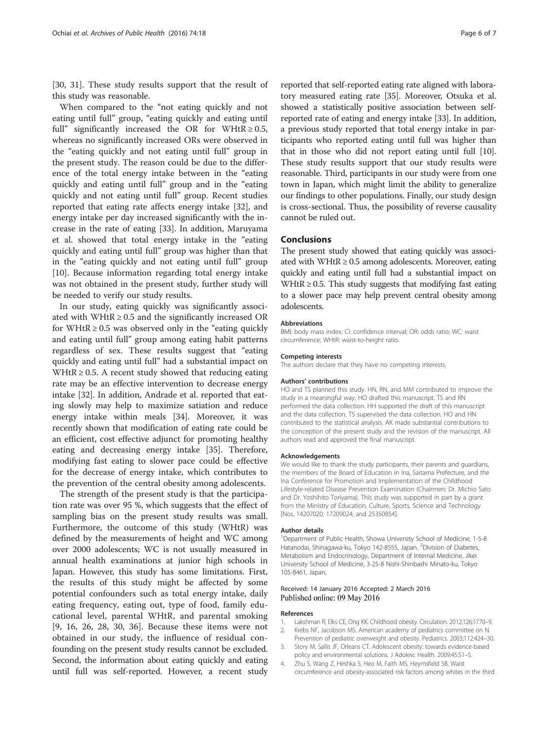[30, 31]. These study results support that the result of this study was reasonable.

When compared to the "not eating quickly and not eating until full" group, "eating quickly and eating until full" significantly increased the OR for WHtR $\geq 0.5$, whereas no significantly increased ORs were observed in the "eating quickly and not eating until full" group in the present study. The reason could be due to the difference of the total energy intake between in the "eating quickly and eating until full" group and in the "eating quickly and not eating until full" group. Recent studies reported that eating rate affects energy intake [32], and energy intake per day increased significantly with the increase in the rate of eating [33]. In addition, Maruyama et al. showed that total energy intake in the "eating quickly and eating until full" group was higher than that in the "eating quickly and not eating until full" group [10]. Because information regarding total energy intake was not obtained in the present study, further study will be needed to verify our study results.

In our study, eating quickly was significantly associated with WHtR $\geq 0.5$ and the significantly increased OR for WHtR $\geq 0.5$ was observed only in the "eating quickly and eating until full" group among eating habit patterns regardless of sex. These results suggest that "eating quickly and eating until full" had a substantial impact on WHtR $\geq 0.5$. A recent study showed that reducing eating rate may be an effective intervention to decrease energy intake [32]. In addition, Andrade et al. reported that eating slowly may help to maximize satiation and reduce energy intake within meals [34]. Moreover, it was recently shown that modification of eating rate could be an efficient, cost effective adjunct for promoting healthy eating and decreasing energy intake [35]. Therefore, modifying fast eating to slower pace could be effective for the decrease of energy intake, which contributes to the prevention of the central obesity among adolescents.

The strength of the present study is that the participation rate was over 95 %, which suggests that the effect of sampling bias on the present study results was small. Furthermore, the outcome of this study (WHtR) was defined by the measurements of height and WC among over 2000 adolescents; WC is not usually measured in annual health examinations at junior high schools in Japan. However, this study has some limitations. First, the results of this study might be affected by some potential confounders such as total energy intake, daily eating frequency, eating out, type of food, family educational level, parental WHtR, and parental smoking [9, 16, 26, 28, 30, 36]. Because these items were not obtained in our study, the influence of residual confounding on the present study results cannot be excluded. Second, the information about eating quickly and eating until full was self-reported. However, a recent study reported that self-reported eating rate aligned with laboratory measured eating rate [35]. Moreover, Otsuka et al. showed a statistically positive association between self-reported rate of eating and energy intake [33]. In addition, a previous study reported that total energy intake in participants who reported eating until full was higher than that in those who did not report eating until full [10]. These study results support that our study results were reasonable. Third, participants in our study were from one town in Japan, which might limit the ability to generalize our findings to other populations. Finally, our study design is cross-sectional. Thus, the possibility of reverse causality cannot be ruled out.

## Conclusions

The present study showed that eating quickly was associated with WHtR $\geq 0.5$ among adolescents. Moreover, eating quickly and eating until full had a substantial impact on WHtR $\geq 0.5$. This study suggests that modifying fast eating to a slower pace may help prevent central obesity among adolescents.

#### Abbreviations

BMI: body mass index; CI: confidence interval; OR: odds ratio; WC: waist circumference; WHtR: waist-to-height ratio.

#### Competing interests

The authors declare that they have no competing interests.

#### Authors' contributions

HO and TS planned this study. HN, RN, and MM contributed to improve the study in a meaningful way. HO drafted this manuscript. TS and RN performed the data collection. HH supported the draft of this manuscript and the data collection. TS supervised the data collection. HO and HN contributed to the statistical analysis. AK made substantial contributions to the conception of the present study and the revision of the manuscript. All authors read and approved the final manuscript.

#### Acknowledgements

We would like to thank the study participants, their parents and guardians, the members of the Board of Education in Ina, Saitama Prefecture, and the Ina Conference for Promotion and Implementation of the Childhood Lifestyle-related Disease Prevention Examination (Chairmen: Dr. Michio Sato and Dr. Yoshihito Toriyama). This study was supported in part by a grant from the Ministry of Education, Culture, Sports, Science and Technology [Nos. 14207020, 17209024, and 25350854].

#### Author details

[1]Department of Public Health, Showa University School of Medicine, 1-5-8 Hatanodai, Shinagawa-ku, Tokyo 142-8555, Japan. [2]Division of Diabetes, Metabolism and Endocrinology, Department of Internal Medicine, Jikei University School of Medicine, 3-25-8 Nishi-Shinbashi Minato-ku, Tokyo 105-8461, Japan.

Received: 14 January 2016 Accepted: 2 March 2016
Published online: 09 May 2016

#### References

1. Lakshman R, Elks CE, Ong KK. Childhood obesity. Circulation. 2012;126:1770–9.
2. Krebs NF, Jacobson MS. American academy of pediatrics committee on N. Prevention of pediatric overweight and obesity. Pediatrics. 2003;112:424–30.
3. Story M, Sallis JF, Orleans CT. Adolescent obesity: towards evidence-based policy and environmental solutions. J Adolesc Health. 2009;45:S1–5.
4. Zhu S, Wang Z, Heshka S, Heo M, Faith MS, Heymsfield SB. Waist circumference and obesity-associated risk factors among whites in the third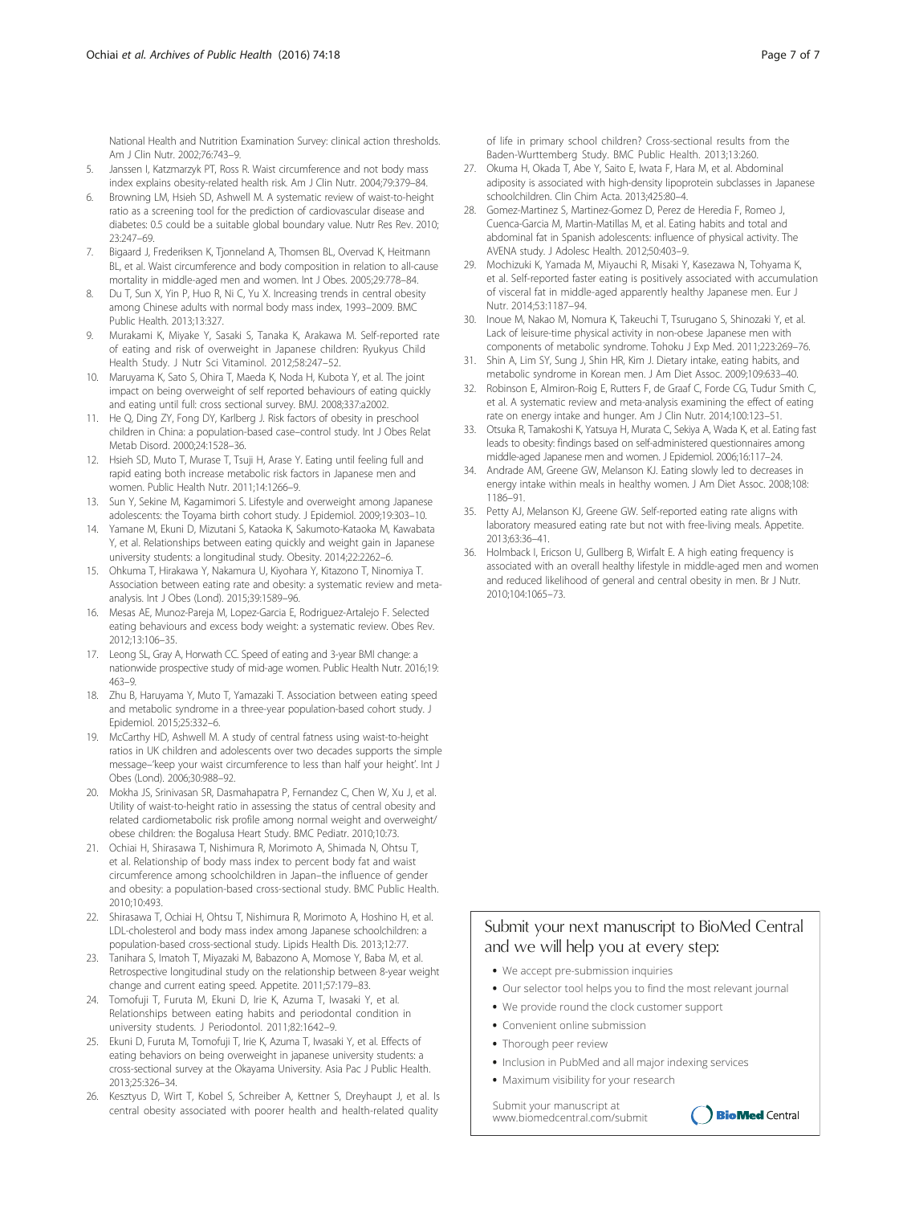National Health and Nutrition Examination Survey: clinical action thresholds. Am J Clin Nutr. 2002;76:743–9.

5. Janssen I, Katzmarzyk PT, Ross R. Waist circumference and not body mass index explains obesity-related health risk. Am J Clin Nutr. 2004;79:379–84.
6. Browning LM, Hsieh SD, Ashwell M. A systematic review of waist-to-height ratio as a screening tool for the prediction of cardiovascular disease and diabetes: 0.5 could be a suitable global boundary value. Nutr Res Rev. 2010; 23:247–69.
7. Bigaard J, Frederiksen K, Tjonneland A, Thomsen BL, Overvad K, Heitmann BL, et al. Waist circumference and body composition in relation to all-cause mortality in middle-aged men and women. Int J Obes. 2005;29:778–84.
8. Du T, Sun X, Yin P, Huo R, Ni C, Yu X. Increasing trends in central obesity among Chinese adults with normal body mass index, 1993–2009. BMC Public Health. 2013;13:327.
9. Murakami K, Miyake Y, Sasaki S, Tanaka K, Arakawa M. Self-reported rate of eating and risk of overweight in Japanese children: Ryukyus Child Health Study. J Nutr Sci Vitaminol. 2012;58:247–52.
10. Maruyama K, Sato S, Ohira T, Maeda K, Noda H, Kubota Y, et al. The joint impact on being overweight of self reported behaviours of eating quickly and eating until full: cross sectional survey. BMJ. 2008;337:a2002.
11. He Q, Ding ZY, Fong DY, Karlberg J. Risk factors of obesity in preschool children in China: a population-based case–control study. Int J Obes Relat Metab Disord. 2000;24:1528–36.
12. Hsieh SD, Muto T, Murase T, Tsuji H, Arase Y. Eating until feeling full and rapid eating both increase metabolic risk factors in Japanese men and women. Public Health Nutr. 2011;14:1266–9.
13. Sun Y, Sekine M, Kagamimori S. Lifestyle and overweight among Japanese adolescents: the Toyama birth cohort study. J Epidemiol. 2009;19:303–10.
14. Yamane M, Ekuni D, Mizutani S, Kataoka K, Sakumoto-Kataoka M, Kawabata Y, et al. Relationships between eating quickly and weight gain in Japanese university students: a longitudinal study. Obesity. 2014;22:2262–6.
15. Ohkuma T, Hirakawa Y, Nakamura U, Kiyohara Y, Kitazono T, Ninomiya T. Association between eating rate and obesity: a systematic review and meta-analysis. Int J Obes (Lond). 2015;39:1589–96.
16. Mesas AE, Munoz-Pareja M, Lopez-Garcia E, Rodriguez-Artalejo F. Selected eating behaviours and excess body weight: a systematic review. Obes Rev. 2012;13:106–35.
17. Leong SL, Gray A, Horwath CC. Speed of eating and 3-year BMI change: a nationwide prospective study of mid-age women. Public Health Nutr. 2016;19: 463–9.
18. Zhu B, Haruyama Y, Muto T, Yamazaki T. Association between eating speed and metabolic syndrome in a three-year population-based cohort study. J Epidemiol. 2015;25:332–6.
19. McCarthy HD, Ashwell M. A study of central fatness using waist-to-height ratios in UK children and adolescents over two decades supports the simple message–'keep your waist circumference to less than half your height'. Int J Obes (Lond). 2006;30:988–92.
20. Mokha JS, Srinivasan SR, Dasmahapatra P, Fernandez C, Chen W, Xu J, et al. Utility of waist-to-height ratio in assessing the status of central obesity and related cardiometabolic risk profile among normal weight and overweight/ obese children: the Bogalusa Heart Study. BMC Pediatr. 2010;10:73.
21. Ochiai H, Shirasawa T, Nishimura R, Morimoto A, Shimada N, Ohtsu T, et al. Relationship of body mass index to percent body fat and waist circumference among schoolchildren in Japan–the influence of gender and obesity: a population-based cross-sectional study. BMC Public Health. 2010;10:493.
22. Shirasawa T, Ochiai H, Ohtsu T, Nishimura R, Morimoto A, Hoshino H, et al. LDL-cholesterol and body mass index among Japanese schoolchildren: a population-based cross-sectional study. Lipids Health Dis. 2013;12:77.
23. Tanihara S, Imatoh T, Miyazaki M, Babazono A, Momose Y, Baba M, et al. Retrospective longitudinal study on the relationship between 8-year weight change and current eating speed. Appetite. 2011;57:179–83.
24. Tomofuji T, Furuta M, Ekuni D, Irie K, Azuma T, Iwasaki Y, et al. Relationships between eating habits and periodontal condition in university students. J Periodontol. 2011;82:1642–9.
25. Ekuni D, Furuta M, Tomofuji T, Irie K, Azuma T, Iwasaki Y, et al. Effects of eating behaviors on being overweight in japanese university students: a cross-sectional survey at the Okayama University. Asia Pac J Public Health. 2013;25:326–34.
26. Kesztyus D, Wirt T, Kobel S, Schreiber A, Kettner S, Dreyhaupt J, et al. Is central obesity associated with poorer health and health-related quality of life in primary school children? Cross-sectional results from the Baden-Wurttemberg Study. BMC Public Health. 2013;13:260.
27. Okuma H, Okada T, Abe Y, Saito E, Iwata F, Hara M, et al. Abdominal adiposity is associated with high-density lipoprotein subclasses in Japanese schoolchildren. Clin Chim Acta. 2013;425:80–4.
28. Gomez-Martinez S, Martinez-Gomez D, Perez de Heredia F, Romeo J, Cuenca-Garcia M, Martin-Matillas M, et al. Eating habits and total and abdominal fat in Spanish adolescents: influence of physical activity. The AVENA study. J Adolesc Health. 2012;50:403–9.
29. Mochizuki K, Yamada M, Miyauchi R, Misaki Y, Kasezawa N, Tohyama K, et al. Self-reported faster eating is positively associated with accumulation of visceral fat in middle-aged apparently healthy Japanese men. Eur J Nutr. 2014;53:1187–94.
30. Inoue M, Nakao M, Nomura K, Takeuchi T, Tsurugano S, Shinozaki Y, et al. Lack of leisure-time physical activity in non-obese Japanese men with components of metabolic syndrome. Tohoku J Exp Med. 2011;223:269–76.
31. Shin A, Lim SY, Sung J, Shin HR, Kim J. Dietary intake, eating habits, and metabolic syndrome in Korean men. J Am Diet Assoc. 2009;109:633–40.
32. Robinson E, Almiron-Roig E, Rutters F, de Graaf C, Forde CG, Tudur Smith C, et al. A systematic review and meta-analysis examining the effect of eating rate on energy intake and hunger. Am J Clin Nutr. 2014;100:123–51.
33. Otsuka R, Tamakoshi K, Yatsuya H, Murata C, Sekiya A, Wada K, et al. Eating fast leads to obesity: findings based on self-administered questionnaires among middle-aged Japanese men and women. J Epidemiol. 2006;16:117–24.
34. Andrade AM, Greene GW, Melanson KJ. Eating slowly led to decreases in energy intake within meals in healthy women. J Am Diet Assoc. 2008;108: 1186–91.
35. Petty AJ, Melanson KJ, Greene GW. Self-reported eating rate aligns with laboratory measured eating rate but not with free-living meals. Appetite. 2013;63:36–41.
36. Holmback I, Ericson U, Gullberg B, Wirfalt E. A high eating frequency is associated with an overall healthy lifestyle in middle-aged men and women and reduced likelihood of general and central obesity in men. Br J Nutr. 2010;104:1065–73.

## Submit your next manuscript to BioMed Central and we will help you at every step:

- We accept pre-submission inquiries
- Our selector tool helps you to find the most relevant journal
- We provide round the clock customer support
- Convenient online submission
- Thorough peer review
- Inclusion in PubMed and all major indexing services
- Maximum visibility for your research

Submit your manuscript at www.biomedcentral.com/submit

BioMed Central